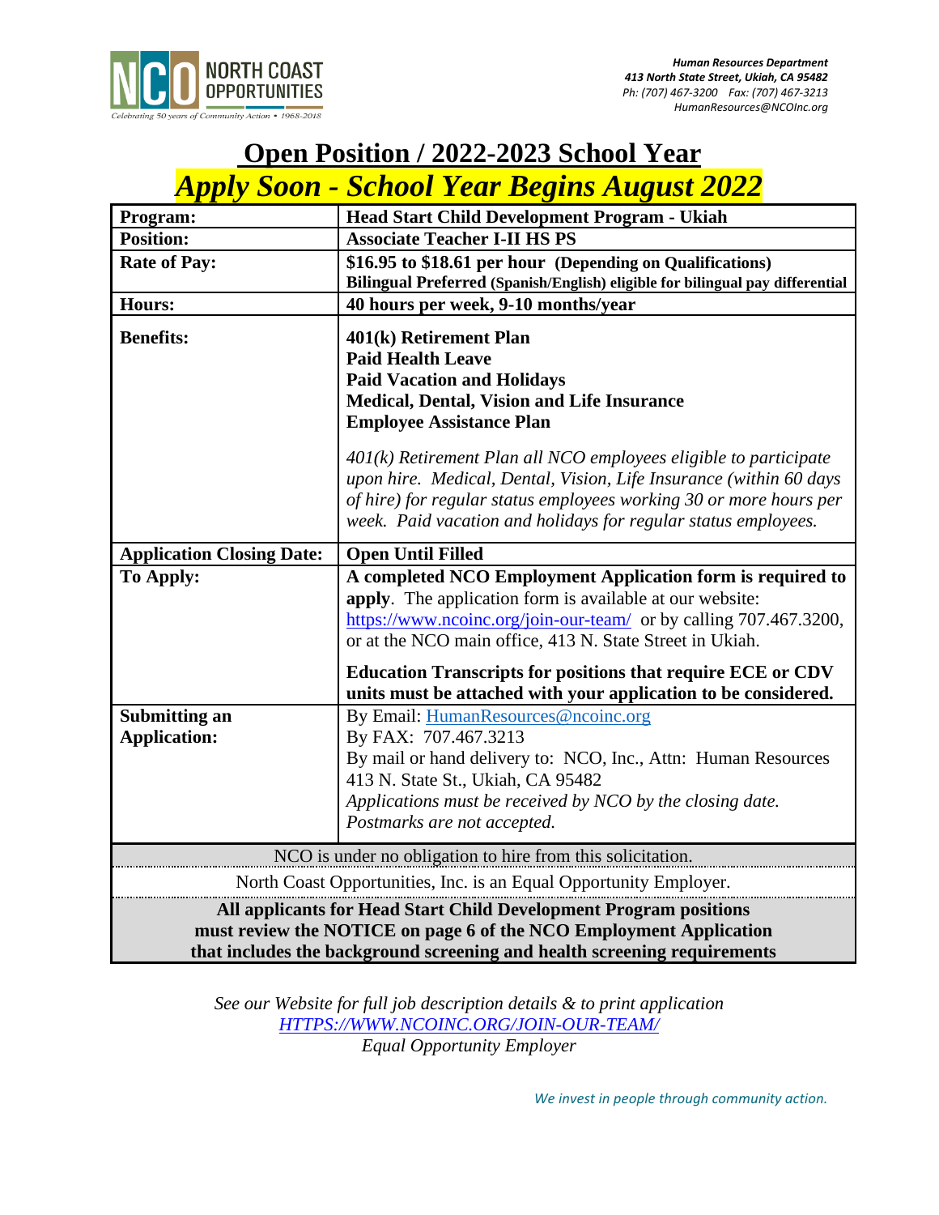NORTH COAST OPPORTUNITIES

*Celebrating 50 years of Community Action • 1968-2018*

***Human Resources Department***
***413 North State Street, Ukiah, CA 95482***
*Ph: (707) 467-3200 Fax: (707) 467-3213*
*HumanResources@NCOInc.org*

# Open Position / 2022-2023 School Year

## *Apply Soon - School Year Begins August 2022*

| | |
|---|---|
| **Program:** | **Head Start Child Development Program - Ukiah** |
| **Position:** | **Associate Teacher I-II HS PS** |
| **Rate of Pay:** | **$16.95 to $18.61 per hour (Depending on Qualifications)**<br>**Bilingual Preferred (Spanish/English) eligible for bilingual pay differential** |
| **Hours:** | **40 hours per week, 9-10 months/year** |
| **Benefits:** | **401(k) Retirement Plan**<br>**Paid Health Leave**<br>**Paid Vacation and Holidays**<br>**Medical, Dental, Vision and Life Insurance**<br>**Employee Assistance Plan**<br><br>*401(k) Retirement Plan all NCO employees eligible to participate upon hire. Medical, Dental, Vision, Life Insurance (within 60 days of hire) for regular status employees working 30 or more hours per week. Paid vacation and holidays for regular status employees.* |
| **Application Closing Date:** | **Open Until Filled** |
| **To Apply:** | **A completed NCO Employment Application form is required to apply**. The application form is available at our website: https://www.ncoinc.org/join-our-team/ or by calling 707.467.3200, or at the NCO main office, 413 N. State Street in Ukiah.<br><br>**Education Transcripts for positions that require ECE or CDV units must be attached with your application to be considered.** |
| **Submitting an Application:** | By Email: HumanResources@ncoinc.org<br>By FAX: 707.467.3213<br>By mail or hand delivery to: NCO, Inc., Attn: Human Resources 413 N. State St., Ukiah, CA 95482<br>*Applications must be received by NCO by the closing date. Postmarks are not accepted.* |

NCO is under no obligation to hire from this solicitation.

North Coast Opportunities, Inc. is an Equal Opportunity Employer.

**All applicants for Head Start Child Development Program positions must review the NOTICE on page 6 of the NCO Employment Application that includes the background screening and health screening requirements**

*See our Website for full job description details & to print application*
*HTTPS://WWW.NCOINC.ORG/JOIN-OUR-TEAM/*
*Equal Opportunity Employer*

*We invest in people through community action.*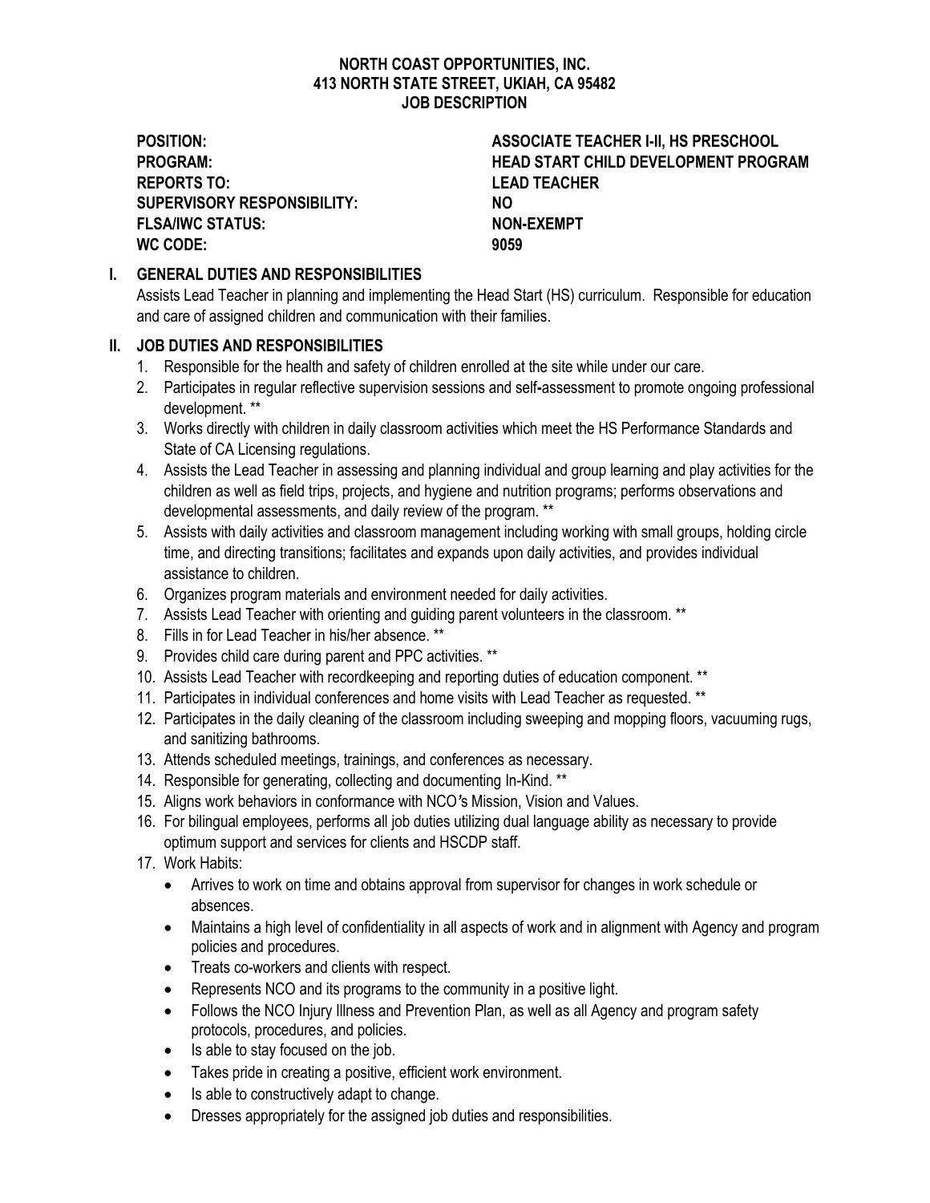**NORTH COAST OPPORTUNITIES, INC.**
**413 NORTH STATE STREET, UKIAH, CA 95482**
**JOB DESCRIPTION**

| | |
|---|---|
| **POSITION:** | **ASSOCIATE TEACHER I-II, HS PRESCHOOL** |
| **PROGRAM:** | **HEAD START CHILD DEVELOPMENT PROGRAM** |
| **REPORTS TO:** | **LEAD TEACHER** |
| **SUPERVISORY RESPONSIBILITY:** | **NO** |
| **FLSA/IWC STATUS:** | **NON-EXEMPT** |
| **WC CODE:** | **9059** |

## I. GENERAL DUTIES AND RESPONSIBILITIES

Assists Lead Teacher in planning and implementing the Head Start (HS) curriculum. Responsible for education and care of assigned children and communication with their families.

## II. JOB DUTIES AND RESPONSIBILITIES

1. Responsible for the health and safety of children enrolled at the site while under our care.
2. Participates in regular reflective supervision sessions and self-assessment to promote ongoing professional development. **
3. Works directly with children in daily classroom activities which meet the HS Performance Standards and State of CA Licensing regulations.
4. Assists the Lead Teacher in assessing and planning individual and group learning and play activities for the children as well as field trips, projects, and hygiene and nutrition programs; performs observations and developmental assessments, and daily review of the program. **
5. Assists with daily activities and classroom management including working with small groups, holding circle time, and directing transitions; facilitates and expands upon daily activities, and provides individual assistance to children.
6. Organizes program materials and environment needed for daily activities.
7. Assists Lead Teacher with orienting and guiding parent volunteers in the classroom. **
8. Fills in for Lead Teacher in his/her absence. **
9. Provides child care during parent and PPC activities. **
10. Assists Lead Teacher with recordkeeping and reporting duties of education component. **
11. Participates in individual conferences and home visits with Lead Teacher as requested. **
12. Participates in the daily cleaning of the classroom including sweeping and mopping floors, vacuuming rugs, and sanitizing bathrooms.
13. Attends scheduled meetings, trainings, and conferences as necessary.
14. Responsible for generating, collecting and documenting In-Kind. **
15. Aligns work behaviors in conformance with NCO's Mission, Vision and Values.
16. For bilingual employees, performs all job duties utilizing dual language ability as necessary to provide optimum support and services for clients and HSCDP staff.
17. Work Habits:
    - Arrives to work on time and obtains approval from supervisor for changes in work schedule or absences.
    - Maintains a high level of confidentiality in all aspects of work and in alignment with Agency and program policies and procedures.
    - Treats co-workers and clients with respect.
    - Represents NCO and its programs to the community in a positive light.
    - Follows the NCO Injury Illness and Prevention Plan, as well as all Agency and program safety protocols, procedures, and policies.
    - Is able to stay focused on the job.
    - Takes pride in creating a positive, efficient work environment.
    - Is able to constructively adapt to change.
    - Dresses appropriately for the assigned job duties and responsibilities.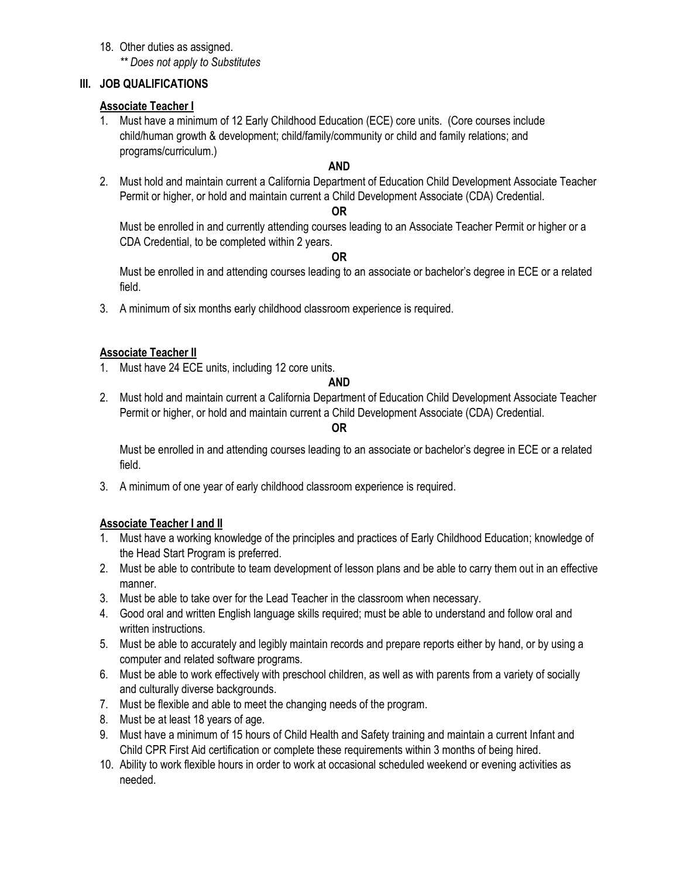18. Other duties as assigned.
    *** Does not apply to Substitutes*

## III. JOB QUALIFICATIONS

### Associate Teacher I

1. Must have a minimum of 12 Early Childhood Education (ECE) core units. (Core courses include child/human growth & development; child/family/community or child and family relations; and programs/curriculum.)

   **AND**

2. Must hold and maintain current a California Department of Education Child Development Associate Teacher Permit or higher, or hold and maintain current a Child Development Associate (CDA) Credential.

   **OR**

   Must be enrolled in and currently attending courses leading to an Associate Teacher Permit or higher or a CDA Credential, to be completed within 2 years.

   **OR**

   Must be enrolled in and attending courses leading to an associate or bachelor's degree in ECE or a related field.

3. A minimum of six months early childhood classroom experience is required.

### Associate Teacher II

1. Must have 24 ECE units, including 12 core units.

   **AND**

2. Must hold and maintain current a California Department of Education Child Development Associate Teacher Permit or higher, or hold and maintain current a Child Development Associate (CDA) Credential.

   **OR**

   Must be enrolled in and attending courses leading to an associate or bachelor's degree in ECE or a related field.

3. A minimum of one year of early childhood classroom experience is required.

### Associate Teacher I and II

1. Must have a working knowledge of the principles and practices of Early Childhood Education; knowledge of the Head Start Program is preferred.
2. Must be able to contribute to team development of lesson plans and be able to carry them out in an effective manner.
3. Must be able to take over for the Lead Teacher in the classroom when necessary.
4. Good oral and written English language skills required; must be able to understand and follow oral and written instructions.
5. Must be able to accurately and legibly maintain records and prepare reports either by hand, or by using a computer and related software programs.
6. Must be able to work effectively with preschool children, as well as with parents from a variety of socially and culturally diverse backgrounds.
7. Must be flexible and able to meet the changing needs of the program.
8. Must be at least 18 years of age.
9. Must have a minimum of 15 hours of Child Health and Safety training and maintain a current Infant and Child CPR First Aid certification or complete these requirements within 3 months of being hired.
10. Ability to work flexible hours in order to work at occasional scheduled weekend or evening activities as needed.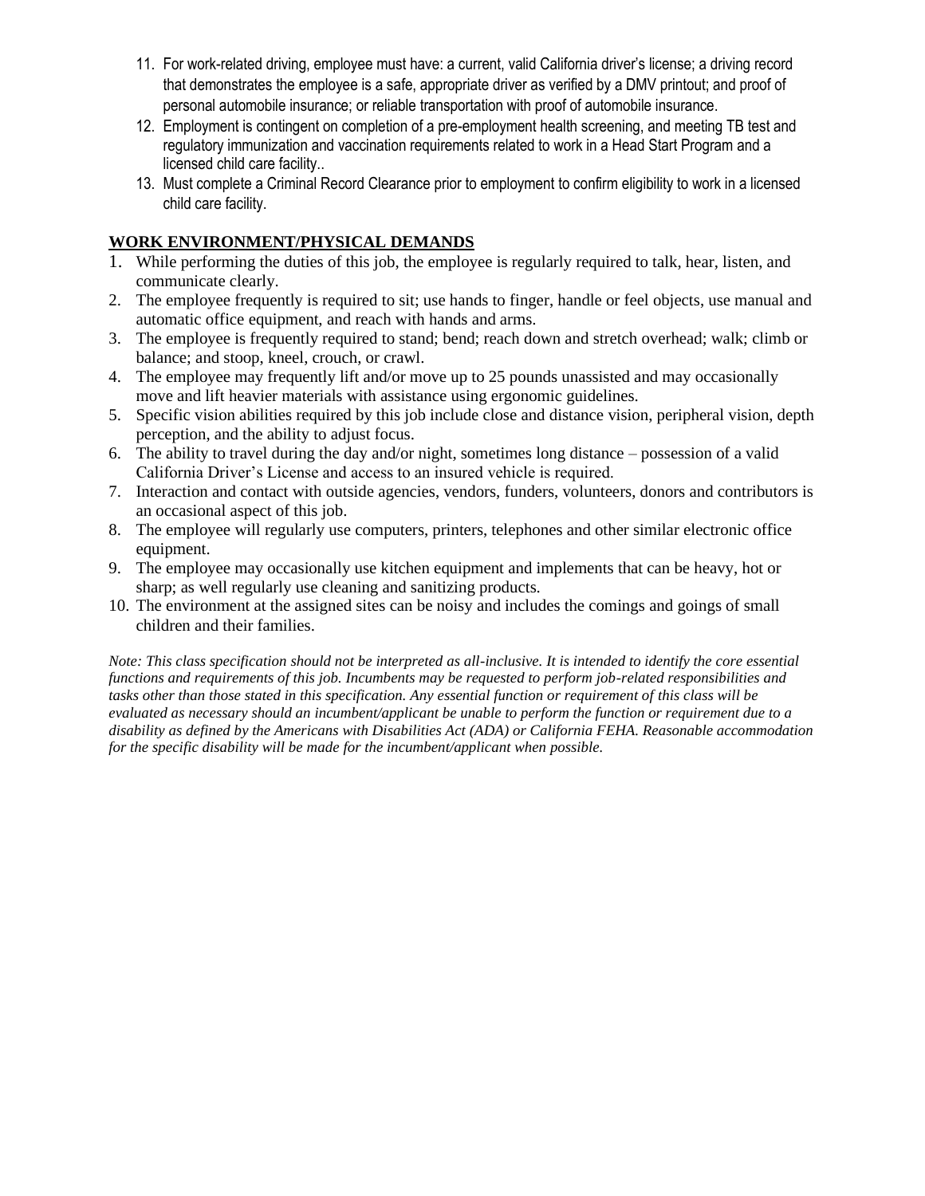11. For work-related driving, employee must have: a current, valid California driver's license; a driving record that demonstrates the employee is a safe, appropriate driver as verified by a DMV printout; and proof of personal automobile insurance; or reliable transportation with proof of automobile insurance.
12. Employment is contingent on completion of a pre-employment health screening, and meeting TB test and regulatory immunization and vaccination requirements related to work in a Head Start Program and a licensed child care facility..
13. Must complete a Criminal Record Clearance prior to employment to confirm eligibility to work in a licensed child care facility.

## WORK ENVIRONMENT/PHYSICAL DEMANDS

1. While performing the duties of this job, the employee is regularly required to talk, hear, listen, and communicate clearly.
2. The employee frequently is required to sit; use hands to finger, handle or feel objects, use manual and automatic office equipment, and reach with hands and arms.
3. The employee is frequently required to stand; bend; reach down and stretch overhead; walk; climb or balance; and stoop, kneel, crouch, or crawl.
4. The employee may frequently lift and/or move up to 25 pounds unassisted and may occasionally move and lift heavier materials with assistance using ergonomic guidelines.
5. Specific vision abilities required by this job include close and distance vision, peripheral vision, depth perception, and the ability to adjust focus.
6. The ability to travel during the day and/or night, sometimes long distance – possession of a valid California Driver's License and access to an insured vehicle is required.
7. Interaction and contact with outside agencies, vendors, funders, volunteers, donors and contributors is an occasional aspect of this job.
8. The employee will regularly use computers, printers, telephones and other similar electronic office equipment.
9. The employee may occasionally use kitchen equipment and implements that can be heavy, hot or sharp; as well regularly use cleaning and sanitizing products.
10. The environment at the assigned sites can be noisy and includes the comings and goings of small children and their families.

*Note: This class specification should not be interpreted as all-inclusive. It is intended to identify the core essential functions and requirements of this job. Incumbents may be requested to perform job-related responsibilities and tasks other than those stated in this specification. Any essential function or requirement of this class will be evaluated as necessary should an incumbent/applicant be unable to perform the function or requirement due to a disability as defined by the Americans with Disabilities Act (ADA) or California FEHA. Reasonable accommodation for the specific disability will be made for the incumbent/applicant when possible.*